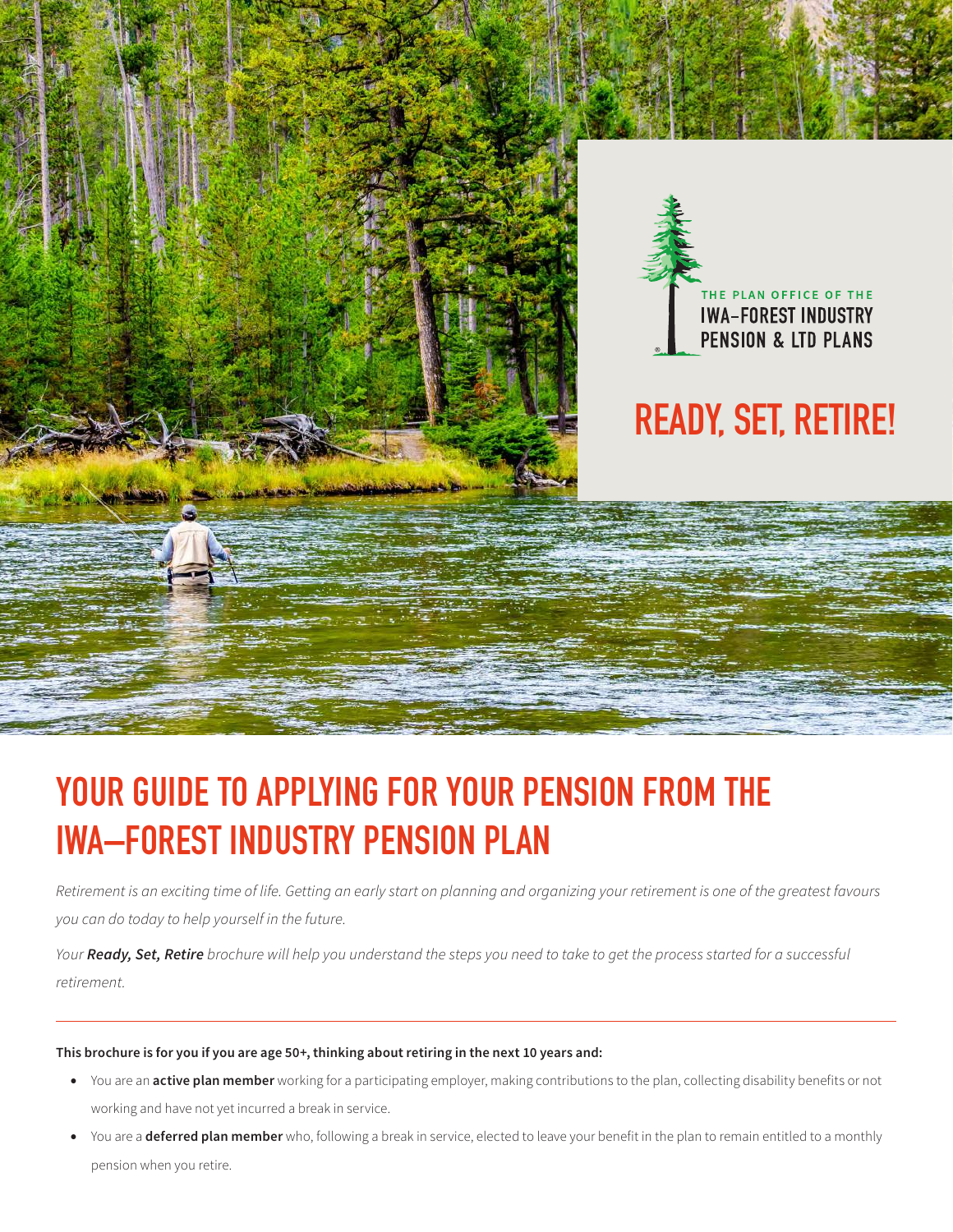THE PLAN OFFICE OF THE
IWA–FOREST INDUSTRY
PENSION & LTD PLANS

# READY, SET, RETIRE!

# YOUR GUIDE TO APPLYING FOR YOUR PENSION FROM THE IWA–FOREST INDUSTRY PENSION PLAN

*Retirement is an exciting time of life. Getting an early start on planning and organizing your retirement is one of the greatest favours you can do today to help yourself in the future.*

*Your **Ready, Set, Retire** brochure will help you understand the steps you need to take to get the process started for a successful retirement.*

---

**This brochure is for you if you are age 50+, thinking about retiring in the next 10 years and:**

- You are an **active plan member** working for a participating employer, making contributions to the plan, collecting disability benefits or not working and have not yet incurred a break in service.
- You are a **deferred plan member** who, following a break in service, elected to leave your benefit in the plan to remain entitled to a monthly pension when you retire.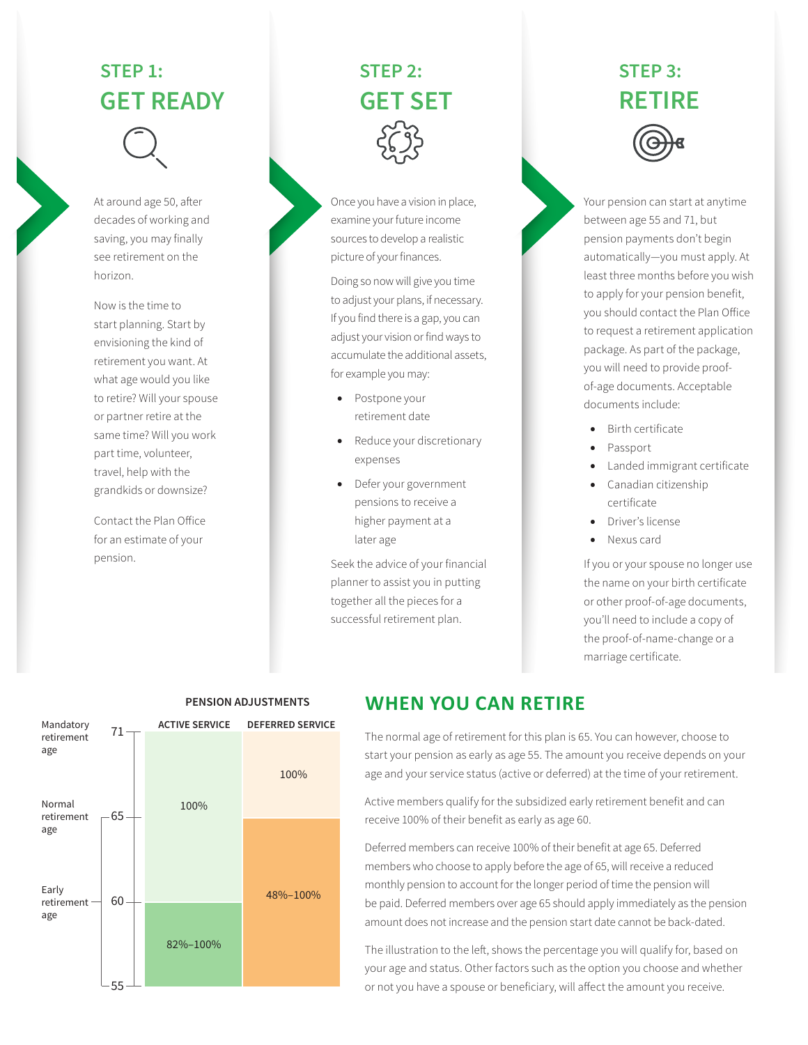## STEP 1: GET READY

At around age 50, after decades of working and saving, you may finally see retirement on the horizon.

Now is the time to start planning. Start by envisioning the kind of retirement you want. At what age would you like to retire? Will your spouse or partner retire at the same time? Will you work part time, volunteer, travel, help with the grandkids or downsize?

Contact the Plan Office for an estimate of your pension.

## STEP 2: GET SET

Once you have a vision in place, examine your future income sources to develop a realistic picture of your finances.

Doing so now will give you time to adjust your plans, if necessary. If you find there is a gap, you can adjust your vision or find ways to accumulate the additional assets, for example you may:

- Postpone your retirement date
- Reduce your discretionary expenses
- Defer your government pensions to receive a higher payment at a later age

Seek the advice of your financial planner to assist you in putting together all the pieces for a successful retirement plan.

## STEP 3: RETIRE

Your pension can start at anytime between age 55 and 71, but pension payments don't begin automatically—you must apply. At least three months before you wish to apply for your pension benefit, you should contact the Plan Office to request a retirement application package. As part of the package, you will need to provide proof-of-age documents. Acceptable documents include:

- Birth certificate
- Passport
- Landed immigrant certificate
- Canadian citizenship certificate
- Driver's license
- Nexus card

If you or your spouse no longer use the name on your birth certificate or other proof-of-age documents, you'll need to include a copy of the proof-of-name-change or a marriage certificate.

### PENSION ADJUSTMENTS

| Age | | Active Service | Deferred Service |
|---|---|---|---|
| Mandatory retirement age | 71 | 100% | 100% |
| Normal retirement age | 65 – 71 | 100% | 100% |
| Early retirement age | 60 – 65 | 100% | 48%–100% |
| | 55 – 60 | 82%–100% | 48%–100% |

## WHEN YOU CAN RETIRE

The normal age of retirement for this plan is 65. You can however, choose to start your pension as early as age 55. The amount you receive depends on your age and your service status (active or deferred) at the time of your retirement.

Active members qualify for the subsidized early retirement benefit and can receive 100% of their benefit as early as age 60.

Deferred members can receive 100% of their benefit at age 65. Deferred members who choose to apply before the age of 65, will receive a reduced monthly pension to account for the longer period of time the pension will be paid. Deferred members over age 65 should apply immediately as the pension amount does not increase and the pension start date cannot be back-dated.

The illustration to the left, shows the percentage you will qualify for, based on your age and status. Other factors such as the option you choose and whether or not you have a spouse or beneficiary, will affect the amount you receive.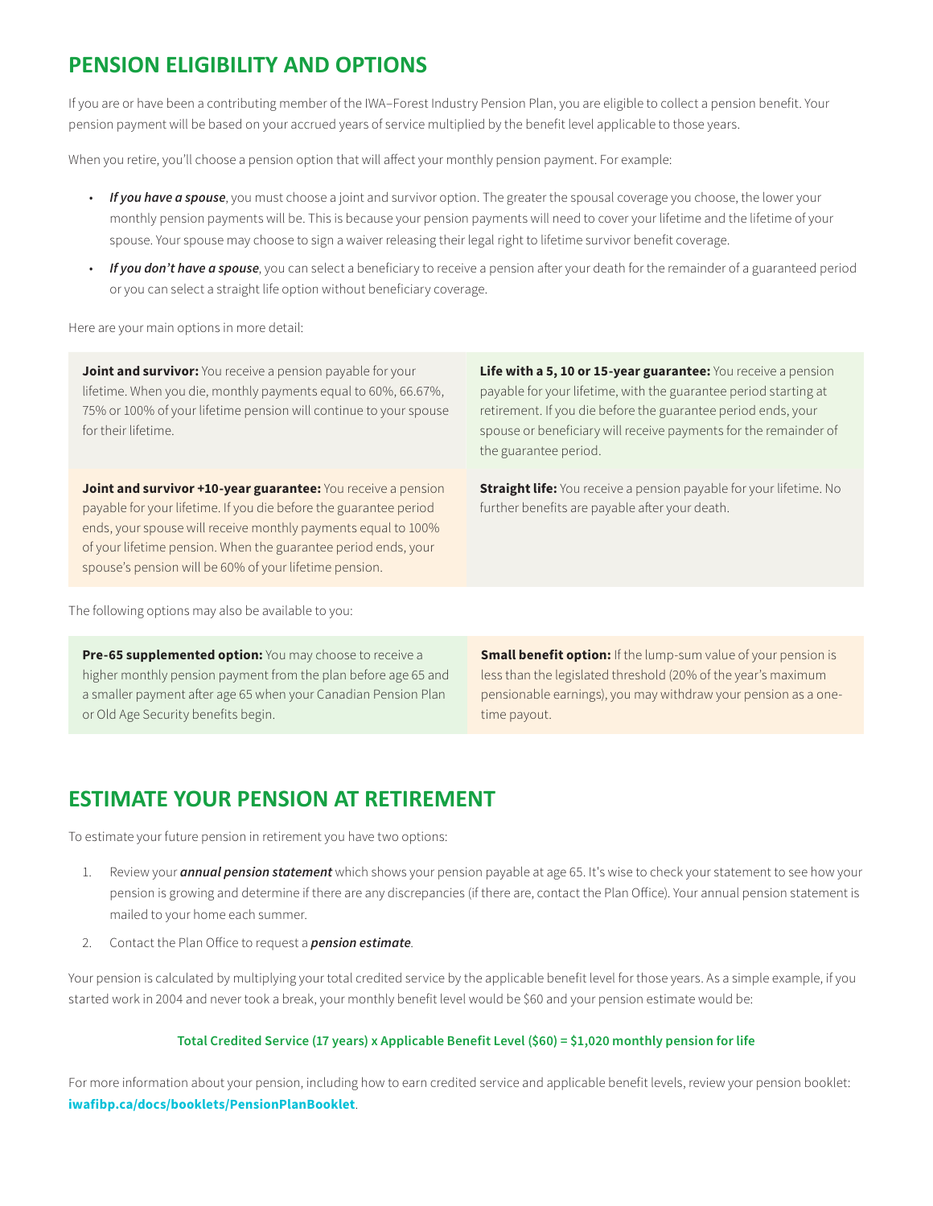## PENSION ELIGIBILITY AND OPTIONS

If you are or have been a contributing member of the IWA–Forest Industry Pension Plan, you are eligible to collect a pension benefit. Your pension payment will be based on your accrued years of service multiplied by the benefit level applicable to those years.

When you retire, you'll choose a pension option that will affect your monthly pension payment. For example:

- ***If you have a spouse***, you must choose a joint and survivor option. The greater the spousal coverage you choose, the lower your monthly pension payments will be. This is because your pension payments will need to cover your lifetime and the lifetime of your spouse. Your spouse may choose to sign a waiver releasing their legal right to lifetime survivor benefit coverage.
- ***If you don't have a spouse***, you can select a beneficiary to receive a pension after your death for the remainder of a guaranteed period or you can select a straight life option without beneficiary coverage.

Here are your main options in more detail:

**Joint and survivor:** You receive a pension payable for your lifetime. When you die, monthly payments equal to 60%, 66.67%, 75% or 100% of your lifetime pension will continue to your spouse for their lifetime.

**Life with a 5, 10 or 15-year guarantee:** You receive a pension payable for your lifetime, with the guarantee period starting at retirement. If you die before the guarantee period ends, your spouse or beneficiary will receive payments for the remainder of the guarantee period.

**Joint and survivor +10-year guarantee:** You receive a pension payable for your lifetime. If you die before the guarantee period ends, your spouse will receive monthly payments equal to 100% of your lifetime pension. When the guarantee period ends, your spouse's pension will be 60% of your lifetime pension.

**Straight life:** You receive a pension payable for your lifetime. No further benefits are payable after your death.

The following options may also be available to you:

**Pre-65 supplemented option:** You may choose to receive a higher monthly pension payment from the plan before age 65 and a smaller payment after age 65 when your Canadian Pension Plan or Old Age Security benefits begin.

**Small benefit option:** If the lump-sum value of your pension is less than the legislated threshold (20% of the year's maximum pensionable earnings), you may withdraw your pension as a one-time payout.

## ESTIMATE YOUR PENSION AT RETIREMENT

To estimate your future pension in retirement you have two options:

1. Review your ***annual pension statement*** which shows your pension payable at age 65. It's wise to check your statement to see how your pension is growing and determine if there are any discrepancies (if there are, contact the Plan Office). Your annual pension statement is mailed to your home each summer.
2. Contact the Plan Office to request a ***pension estimate***.

Your pension is calculated by multiplying your total credited service by the applicable benefit level for those years. As a simple example, if you started work in 2004 and never took a break, your monthly benefit level would be $60 and your pension estimate would be:

**Total Credited Service (17 years) x Applicable Benefit Level ($60) = $1,020 monthly pension for life**

For more information about your pension, including how to earn credited service and applicable benefit levels, review your pension booklet: **iwafibp.ca/docs/booklets/PensionPlanBooklet**.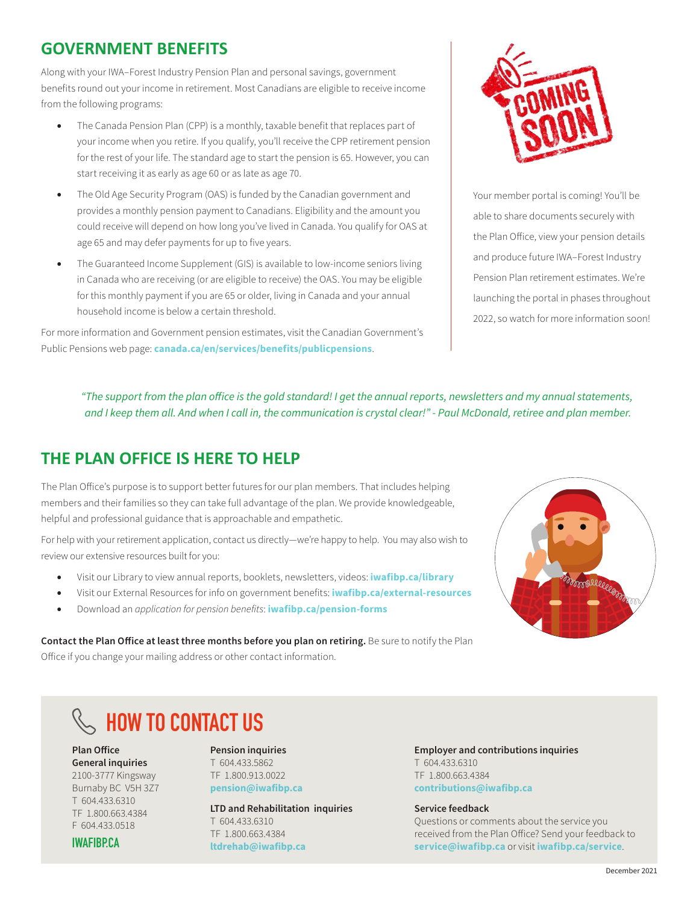## GOVERNMENT BENEFITS

Along with your IWA–Forest Industry Pension Plan and personal savings, government benefits round out your income in retirement. Most Canadians are eligible to receive income from the following programs:

- The Canada Pension Plan (CPP) is a monthly, taxable benefit that replaces part of your income when you retire. If you qualify, you'll receive the CPP retirement pension for the rest of your life. The standard age to start the pension is 65. However, you can start receiving it as early as age 60 or as late as age 70.
- The Old Age Security Program (OAS) is funded by the Canadian government and provides a monthly pension payment to Canadians. Eligibility and the amount you could receive will depend on how long you've lived in Canada. You qualify for OAS at age 65 and may defer payments for up to five years.
- The Guaranteed Income Supplement (GIS) is available to low-income seniors living in Canada who are receiving (or are eligible to receive) the OAS. You may be eligible for this monthly payment if you are 65 or older, living in Canada and your annual household income is below a certain threshold.

For more information and Government pension estimates, visit the Canadian Government's Public Pensions web page: **canada.ca/en/services/benefits/publicpensions**.

COMING SOON

Your member portal is coming! You'll be able to share documents securely with the Plan Office, view your pension details and produce future IWA–Forest Industry Pension Plan retirement estimates. We're launching the portal in phases throughout 2022, so watch for more information soon!

*"The support from the plan office is the gold standard! I get the annual reports, newsletters and my annual statements, and I keep them all. And when I call in, the communication is crystal clear!" - Paul McDonald, retiree and plan member.*

## THE PLAN OFFICE IS HERE TO HELP

The Plan Office's purpose is to support better futures for our plan members. That includes helping members and their families so they can take full advantage of the plan. We provide knowledgeable, helpful and professional guidance that is approachable and empathetic.

For help with your retirement application, contact us directly—we're happy to help. You may also wish to review our extensive resources built for you:

- Visit our Library to view annual reports, booklets, newsletters, videos: **iwafibp.ca/library**
- Visit our External Resources for info on government benefits: **iwafibp.ca/external-resources**
- Download an *application for pension benefits*: **iwafibp.ca/pension-forms**

**Contact the Plan Office at least three months before you plan on retiring.** Be sure to notify the Plan Office if you change your mailing address or other contact information.

## HOW TO CONTACT US

**Plan Office**
**General inquiries**
2100-3777 Kingsway
Burnaby BC V5H 3Z7
T 604.433.6310
TF 1.800.663.4384
F 604.433.0518

**IWAFIBP.CA**

**Pension inquiries**
T 604.433.5862
TF 1.800.913.0022
**pension@iwafibp.ca**

**LTD and Rehabilitation inquiries**
T 604.433.6310
TF 1.800.663.4384
**ltdrehab@iwafibp.ca**

**Employer and contributions inquiries**
T 604.433.6310
TF 1.800.663.4384
**contributions@iwafibp.ca**

**Service feedback**
Questions or comments about the service you received from the Plan Office? Send your feedback to **service@iwafibp.ca** or visit **iwafibp.ca/service**.

December 2021